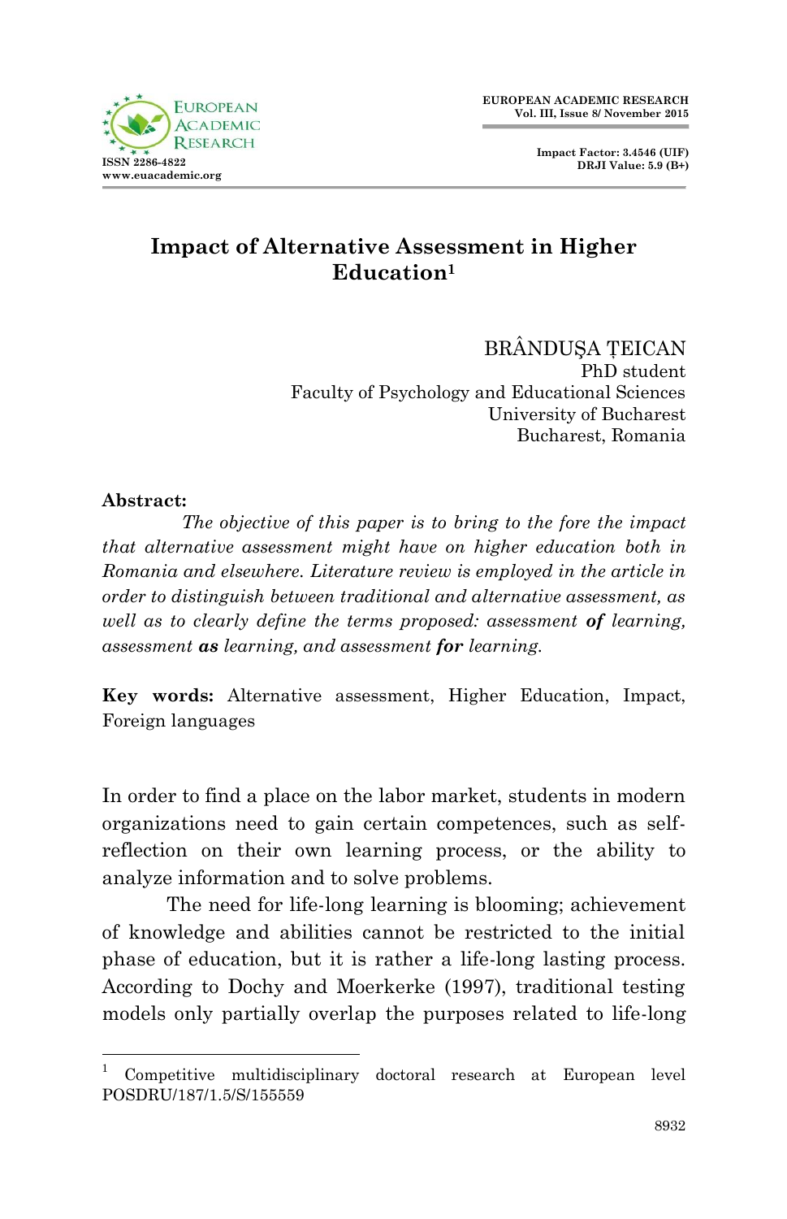# Impact of Alternative Assessment in Higher Education[1]

BRÂNDUȘA ȚEICAN
PhD student
Faculty of Psychology and Educational Sciences
University of Bucharest
Bucharest, Romania

**Abstract:**

*The objective of this paper is to bring to the fore the impact that alternative assessment might have on higher education both in Romania and elsewhere. Literature review is employed in the article in order to distinguish between traditional and alternative assessment, as well as to clearly define the terms proposed: assessment* ***of*** *learning, assessment* ***as*** *learning, and assessment* ***for*** *learning.*

**Key words:** Alternative assessment, Higher Education, Impact, Foreign languages

In order to find a place on the labor market, students in modern organizations need to gain certain competences, such as self-reflection on their own learning process, or the ability to analyze information and to solve problems.

The need for life-long learning is blooming; achievement of knowledge and abilities cannot be restricted to the initial phase of education, but it is rather a life-long lasting process. According to Dochy and Moerkerke (1997), traditional testing models only partially overlap the purposes related to life-long

[1] Competitive multidisciplinary doctoral research at European level POSDRU/187/1.5/S/155559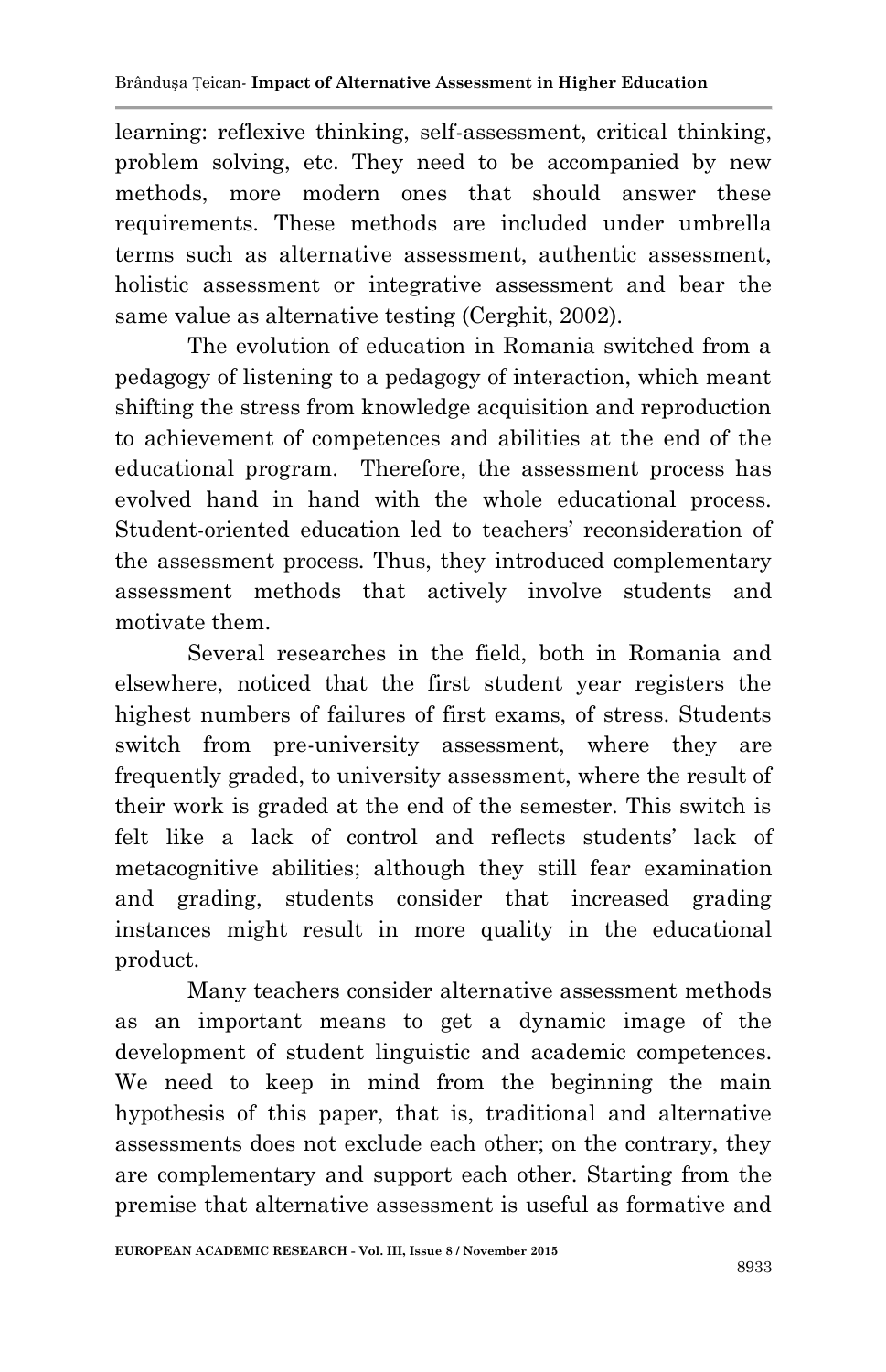learning: reflexive thinking, self-assessment, critical thinking, problem solving, etc. They need to be accompanied by new methods, more modern ones that should answer these requirements. These methods are included under umbrella terms such as alternative assessment, authentic assessment, holistic assessment or integrative assessment and bear the same value as alternative testing (Cerghit, 2002).

The evolution of education in Romania switched from a pedagogy of listening to a pedagogy of interaction, which meant shifting the stress from knowledge acquisition and reproduction to achievement of competences and abilities at the end of the educational program. Therefore, the assessment process has evolved hand in hand with the whole educational process. Student-oriented education led to teachers' reconsideration of the assessment process. Thus, they introduced complementary assessment methods that actively involve students and motivate them.

Several researches in the field, both in Romania and elsewhere, noticed that the first student year registers the highest numbers of failures of first exams, of stress. Students switch from pre-university assessment, where they are frequently graded, to university assessment, where the result of their work is graded at the end of the semester. This switch is felt like a lack of control and reflects students' lack of metacognitive abilities; although they still fear examination and grading, students consider that increased grading instances might result in more quality in the educational product.

Many teachers consider alternative assessment methods as an important means to get a dynamic image of the development of student linguistic and academic competences. We need to keep in mind from the beginning the main hypothesis of this paper, that is, traditional and alternative assessments does not exclude each other; on the contrary, they are complementary and support each other. Starting from the premise that alternative assessment is useful as formative and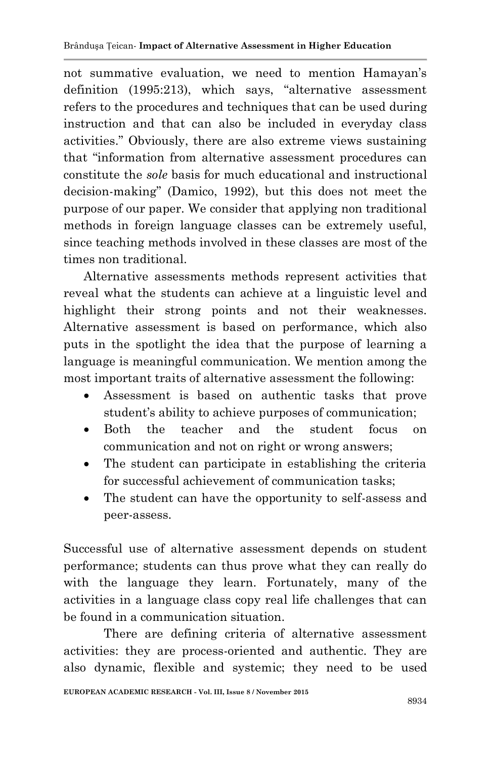not summative evaluation, we need to mention Hamayan's definition (1995:213), which says, "alternative assessment refers to the procedures and techniques that can be used during instruction and that can also be included in everyday class activities." Obviously, there are also extreme views sustaining that "information from alternative assessment procedures can constitute the *sole* basis for much educational and instructional decision-making" (Damico, 1992), but this does not meet the purpose of our paper. We consider that applying non traditional methods in foreign language classes can be extremely useful, since teaching methods involved in these classes are most of the times non traditional.

Alternative assessments methods represent activities that reveal what the students can achieve at a linguistic level and highlight their strong points and not their weaknesses. Alternative assessment is based on performance, which also puts in the spotlight the idea that the purpose of learning a language is meaningful communication. We mention among the most important traits of alternative assessment the following:

- Assessment is based on authentic tasks that prove student's ability to achieve purposes of communication;
- Both the teacher and the student focus on communication and not on right or wrong answers;
- The student can participate in establishing the criteria for successful achievement of communication tasks;
- The student can have the opportunity to self-assess and peer-assess.

Successful use of alternative assessment depends on student performance; students can thus prove what they can really do with the language they learn. Fortunately, many of the activities in a language class copy real life challenges that can be found in a communication situation.

There are defining criteria of alternative assessment activities: they are process-oriented and authentic. They are also dynamic, flexible and systemic; they need to be used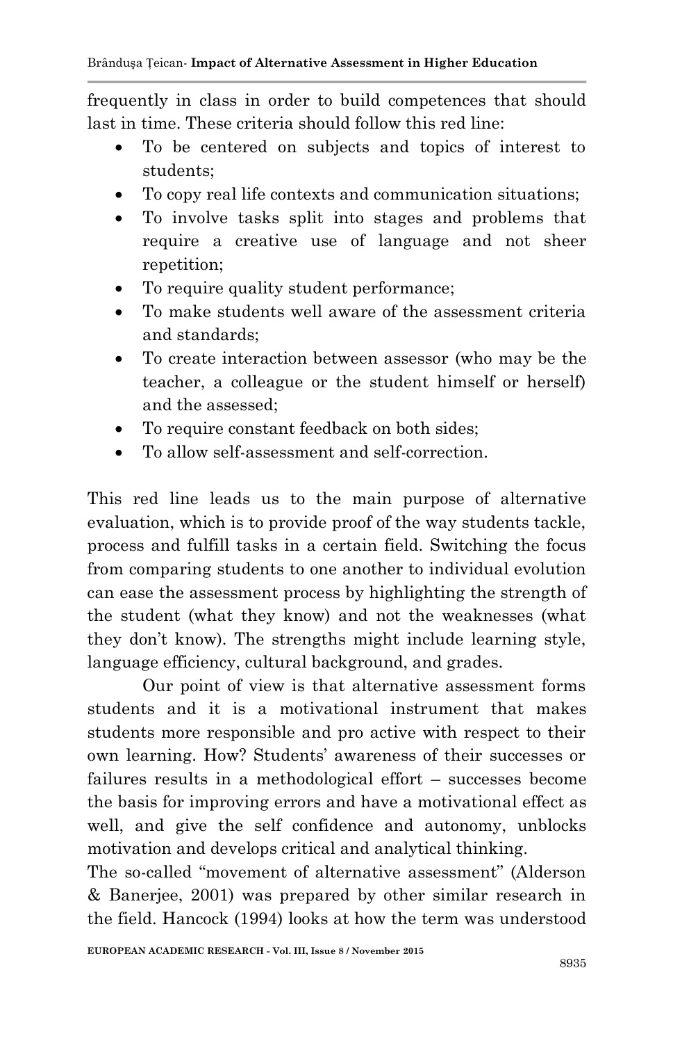frequently in class in order to build competences that should last in time. These criteria should follow this red line:

- To be centered on subjects and topics of interest to students;
- To copy real life contexts and communication situations;
- To involve tasks split into stages and problems that require a creative use of language and not sheer repetition;
- To require quality student performance;
- To make students well aware of the assessment criteria and standards;
- To create interaction between assessor (who may be the teacher, a colleague or the student himself or herself) and the assessed;
- To require constant feedback on both sides;
- To allow self-assessment and self-correction.

This red line leads us to the main purpose of alternative evaluation, which is to provide proof of the way students tackle, process and fulfill tasks in a certain field. Switching the focus from comparing students to one another to individual evolution can ease the assessment process by highlighting the strength of the student (what they know) and not the weaknesses (what they don't know). The strengths might include learning style, language efficiency, cultural background, and grades.

Our point of view is that alternative assessment forms students and it is a motivational instrument that makes students more responsible and pro active with respect to their own learning. How? Students' awareness of their successes or failures results in a methodological effort – successes become the basis for improving errors and have a motivational effect as well, and give the self confidence and autonomy, unblocks motivation and develops critical and analytical thinking.

The so-called "movement of alternative assessment" (Alderson & Banerjee, 2001) was prepared by other similar research in the field. Hancock (1994) looks at how the term was understood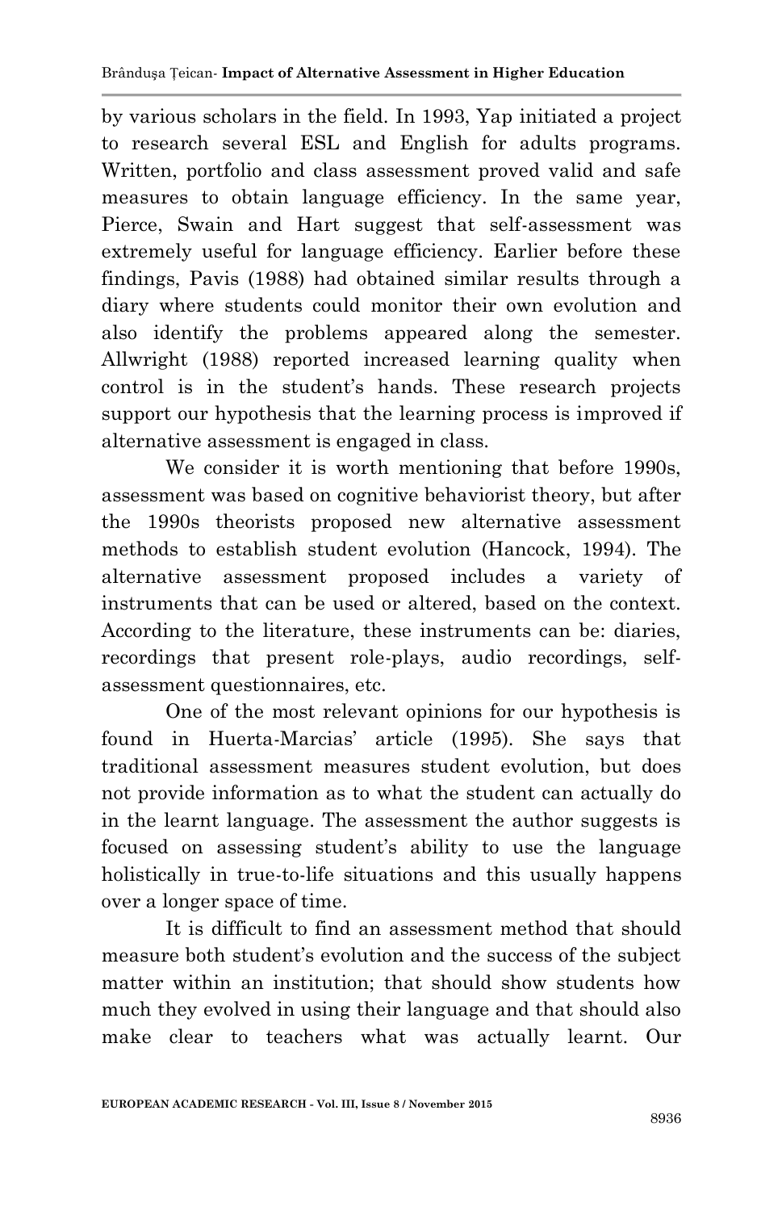by various scholars in the field. In 1993, Yap initiated a project to research several ESL and English for adults programs. Written, portfolio and class assessment proved valid and safe measures to obtain language efficiency. In the same year, Pierce, Swain and Hart suggest that self-assessment was extremely useful for language efficiency. Earlier before these findings, Pavis (1988) had obtained similar results through a diary where students could monitor their own evolution and also identify the problems appeared along the semester. Allwright (1988) reported increased learning quality when control is in the student's hands. These research projects support our hypothesis that the learning process is improved if alternative assessment is engaged in class.

We consider it is worth mentioning that before 1990s, assessment was based on cognitive behaviorist theory, but after the 1990s theorists proposed new alternative assessment methods to establish student evolution (Hancock, 1994). The alternative assessment proposed includes a variety of instruments that can be used or altered, based on the context. According to the literature, these instruments can be: diaries, recordings that present role-plays, audio recordings, self-assessment questionnaires, etc.

One of the most relevant opinions for our hypothesis is found in Huerta-Marcias' article (1995). She says that traditional assessment measures student evolution, but does not provide information as to what the student can actually do in the learnt language. The assessment the author suggests is focused on assessing student's ability to use the language holistically in true-to-life situations and this usually happens over a longer space of time.

It is difficult to find an assessment method that should measure both student's evolution and the success of the subject matter within an institution; that should show students how much they evolved in using their language and that should also make clear to teachers what was actually learnt. Our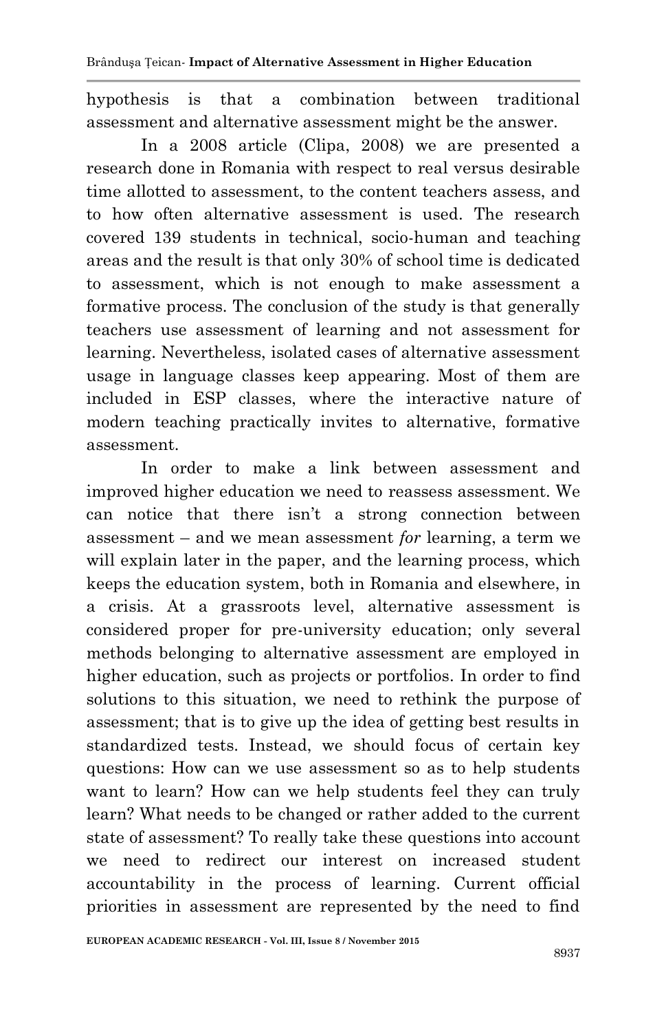hypothesis is that a combination between traditional assessment and alternative assessment might be the answer.

In a 2008 article (Clipa, 2008) we are presented a research done in Romania with respect to real versus desirable time allotted to assessment, to the content teachers assess, and to how often alternative assessment is used. The research covered 139 students in technical, socio-human and teaching areas and the result is that only 30% of school time is dedicated to assessment, which is not enough to make assessment a formative process. The conclusion of the study is that generally teachers use assessment of learning and not assessment for learning. Nevertheless, isolated cases of alternative assessment usage in language classes keep appearing. Most of them are included in ESP classes, where the interactive nature of modern teaching practically invites to alternative, formative assessment.

In order to make a link between assessment and improved higher education we need to reassess assessment. We can notice that there isn't a strong connection between assessment – and we mean assessment *for* learning, a term we will explain later in the paper, and the learning process, which keeps the education system, both in Romania and elsewhere, in a crisis. At a grassroots level, alternative assessment is considered proper for pre-university education; only several methods belonging to alternative assessment are employed in higher education, such as projects or portfolios. In order to find solutions to this situation, we need to rethink the purpose of assessment; that is to give up the idea of getting best results in standardized tests. Instead, we should focus of certain key questions: How can we use assessment so as to help students want to learn? How can we help students feel they can truly learn? What needs to be changed or rather added to the current state of assessment? To really take these questions into account we need to redirect our interest on increased student accountability in the process of learning. Current official priorities in assessment are represented by the need to find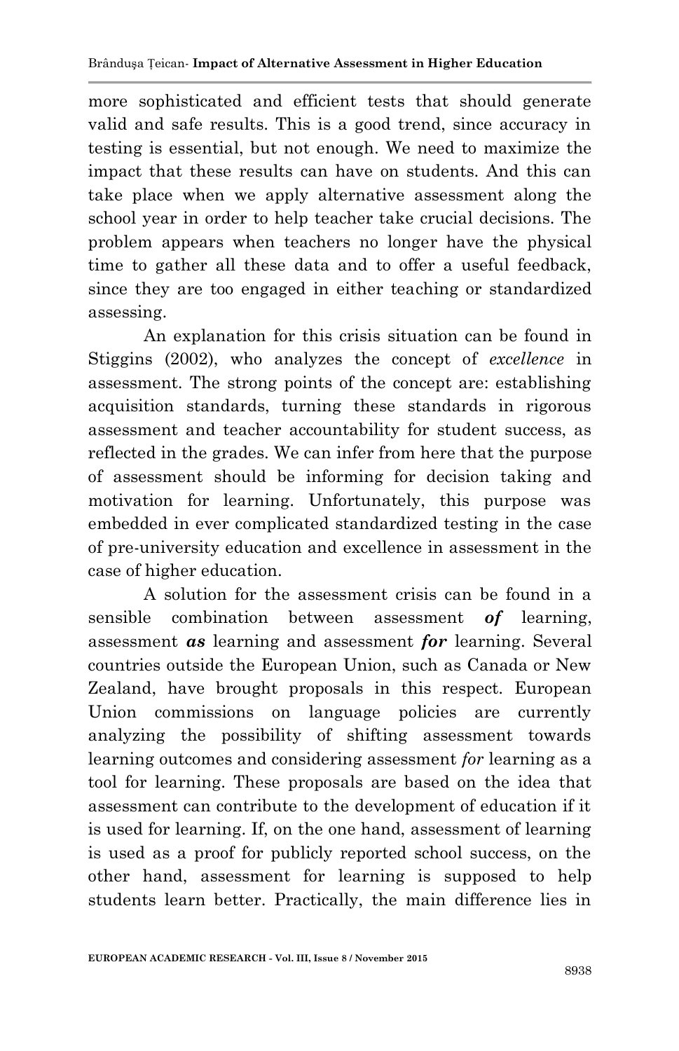more sophisticated and efficient tests that should generate valid and safe results. This is a good trend, since accuracy in testing is essential, but not enough. We need to maximize the impact that these results can have on students. And this can take place when we apply alternative assessment along the school year in order to help teacher take crucial decisions. The problem appears when teachers no longer have the physical time to gather all these data and to offer a useful feedback, since they are too engaged in either teaching or standardized assessing.

An explanation for this crisis situation can be found in Stiggins (2002), who analyzes the concept of *excellence* in assessment. The strong points of the concept are: establishing acquisition standards, turning these standards in rigorous assessment and teacher accountability for student success, as reflected in the grades. We can infer from here that the purpose of assessment should be informing for decision taking and motivation for learning. Unfortunately, this purpose was embedded in ever complicated standardized testing in the case of pre-university education and excellence in assessment in the case of higher education.

A solution for the assessment crisis can be found in a sensible combination between assessment ***of*** learning, assessment ***as*** learning and assessment ***for*** learning. Several countries outside the European Union, such as Canada or New Zealand, have brought proposals in this respect. European Union commissions on language policies are currently analyzing the possibility of shifting assessment towards learning outcomes and considering assessment *for* learning as a tool for learning. These proposals are based on the idea that assessment can contribute to the development of education if it is used for learning. If, on the one hand, assessment of learning is used as a proof for publicly reported school success, on the other hand, assessment for learning is supposed to help students learn better. Practically, the main difference lies in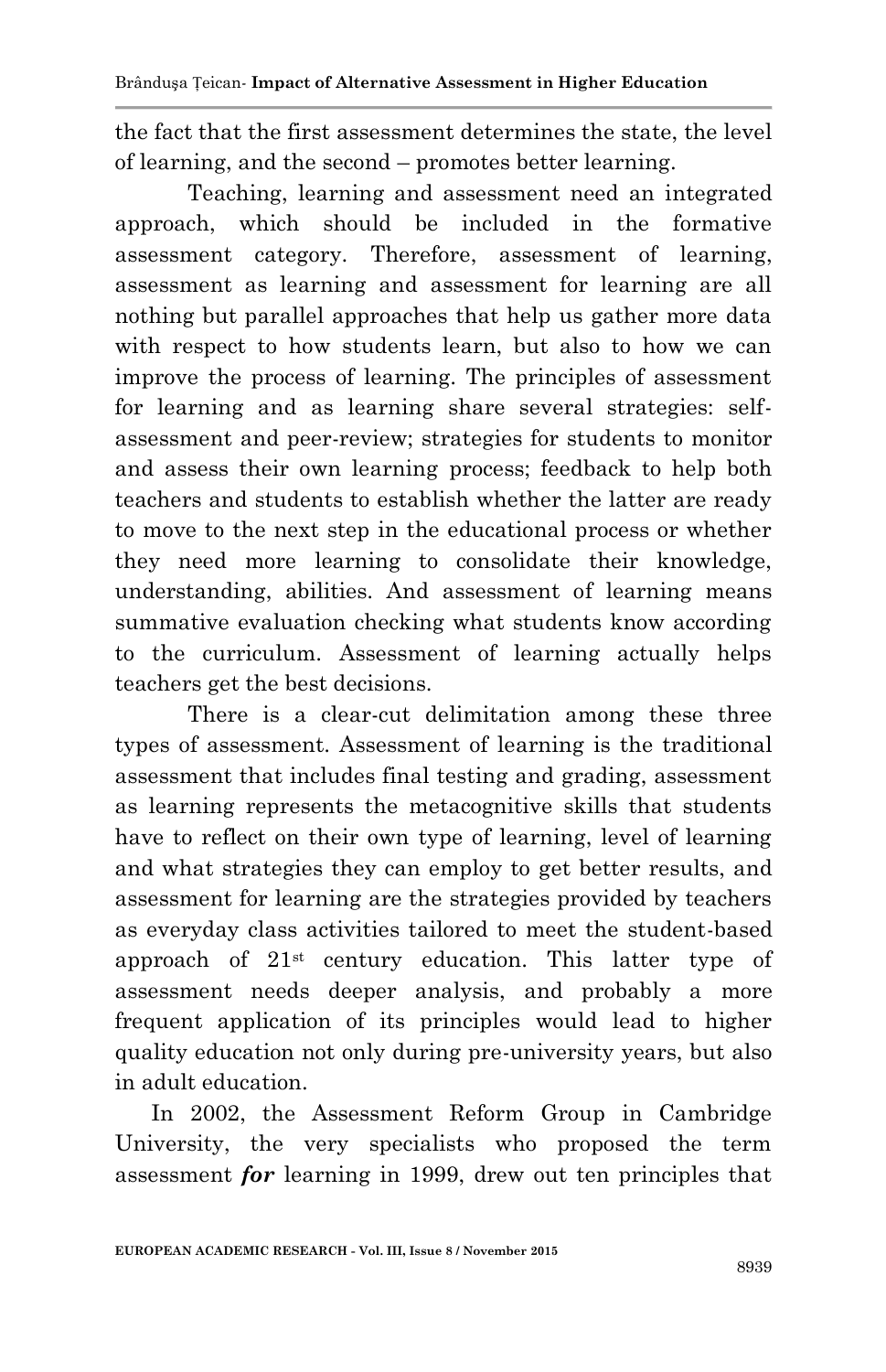the fact that the first assessment determines the state, the level of learning, and the second – promotes better learning.

Teaching, learning and assessment need an integrated approach, which should be included in the formative assessment category. Therefore, assessment of learning, assessment as learning and assessment for learning are all nothing but parallel approaches that help us gather more data with respect to how students learn, but also to how we can improve the process of learning. The principles of assessment for learning and as learning share several strategies: self-assessment and peer-review; strategies for students to monitor and assess their own learning process; feedback to help both teachers and students to establish whether the latter are ready to move to the next step in the educational process or whether they need more learning to consolidate their knowledge, understanding, abilities. And assessment of learning means summative evaluation checking what students know according to the curriculum. Assessment of learning actually helps teachers get the best decisions.

There is a clear-cut delimitation among these three types of assessment. Assessment of learning is the traditional assessment that includes final testing and grading, assessment as learning represents the metacognitive skills that students have to reflect on their own type of learning, level of learning and what strategies they can employ to get better results, and assessment for learning are the strategies provided by teachers as everyday class activities tailored to meet the student-based approach of 21st century education. This latter type of assessment needs deeper analysis, and probably a more frequent application of its principles would lead to higher quality education not only during pre-university years, but also in adult education.

In 2002, the Assessment Reform Group in Cambridge University, the very specialists who proposed the term assessment ***for*** learning in 1999, drew out ten principles that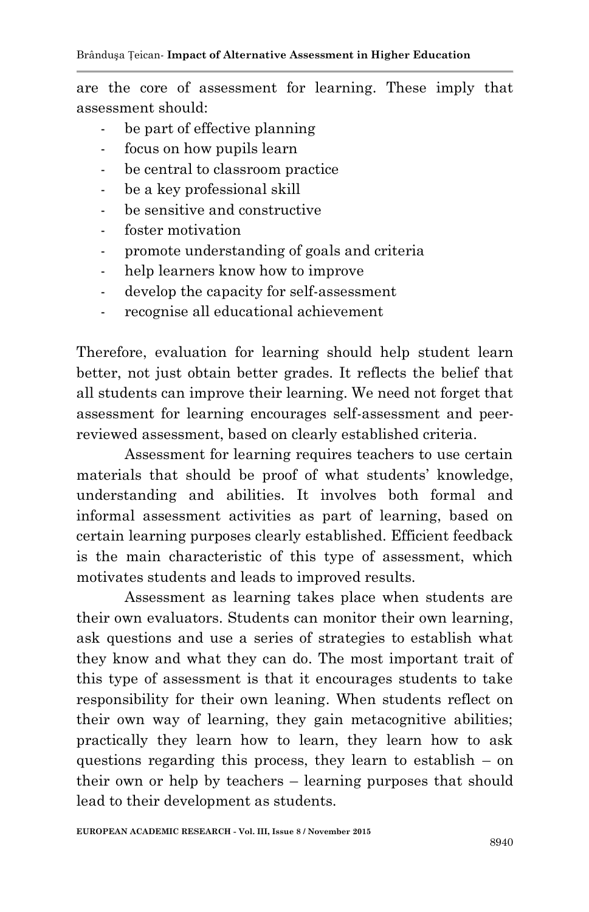are the core of assessment for learning. These imply that assessment should:

- be part of effective planning
- focus on how pupils learn
- be central to classroom practice
- be a key professional skill
- be sensitive and constructive
- foster motivation
- promote understanding of goals and criteria
- help learners know how to improve
- develop the capacity for self-assessment
- recognise all educational achievement

Therefore, evaluation for learning should help student learn better, not just obtain better grades. It reflects the belief that all students can improve their learning. We need not forget that assessment for learning encourages self-assessment and peer-reviewed assessment, based on clearly established criteria.

Assessment for learning requires teachers to use certain materials that should be proof of what students' knowledge, understanding and abilities. It involves both formal and informal assessment activities as part of learning, based on certain learning purposes clearly established. Efficient feedback is the main characteristic of this type of assessment, which motivates students and leads to improved results.

Assessment as learning takes place when students are their own evaluators. Students can monitor their own learning, ask questions and use a series of strategies to establish what they know and what they can do. The most important trait of this type of assessment is that it encourages students to take responsibility for their own leaning. When students reflect on their own way of learning, they gain metacognitive abilities; practically they learn how to learn, they learn how to ask questions regarding this process, they learn to establish – on their own or help by teachers – learning purposes that should lead to their development as students.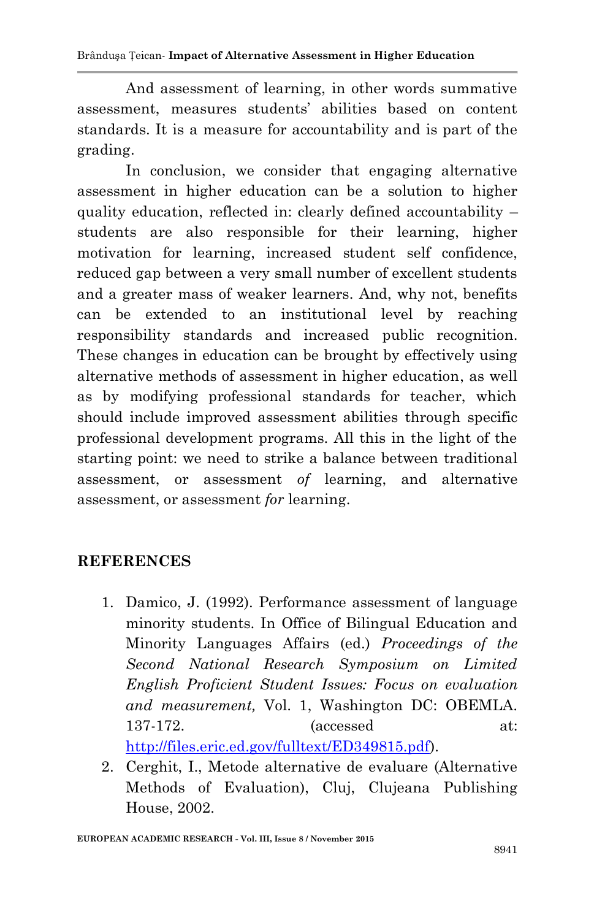And assessment of learning, in other words summative assessment, measures students' abilities based on content standards. It is a measure for accountability and is part of the grading.

In conclusion, we consider that engaging alternative assessment in higher education can be a solution to higher quality education, reflected in: clearly defined accountability – students are also responsible for their learning, higher motivation for learning, increased student self confidence, reduced gap between a very small number of excellent students and a greater mass of weaker learners. And, why not, benefits can be extended to an institutional level by reaching responsibility standards and increased public recognition. These changes in education can be brought by effectively using alternative methods of assessment in higher education, as well as by modifying professional standards for teacher, which should include improved assessment abilities through specific professional development programs. All this in the light of the starting point: we need to strike a balance between traditional assessment, or assessment *of* learning, and alternative assessment, or assessment *for* learning.

## REFERENCES

1. Damico, J. (1992). Performance assessment of language minority students. In Office of Bilingual Education and Minority Languages Affairs (ed.) *Proceedings of the Second National Research Symposium on Limited English Proficient Student Issues: Focus on evaluation and measurement,* Vol. 1, Washington DC: OBEMLA. 137-172. (accessed at: http://files.eric.ed.gov/fulltext/ED349815.pdf).
2. Cerghit, I., Metode alternative de evaluare (Alternative Methods of Evaluation), Cluj, Clujeana Publishing House, 2002.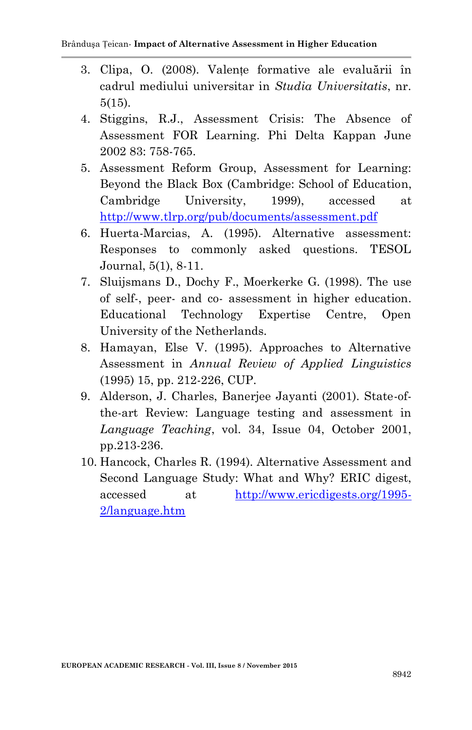3. Clipa, O. (2008). Valențe formative ale evaluării în cadrul mediului universitar in *Studia Universitatis*, nr. 5(15).
4. Stiggins, R.J., Assessment Crisis: The Absence of Assessment FOR Learning. Phi Delta Kappan June 2002 83: 758-765.
5. Assessment Reform Group, Assessment for Learning: Beyond the Black Box (Cambridge: School of Education, Cambridge University, 1999), accessed at http://www.tlrp.org/pub/documents/assessment.pdf
6. Huerta-Marcias, A. (1995). Alternative assessment: Responses to commonly asked questions. TESOL Journal, 5(1), 8-11.
7. Sluijsmans D., Dochy F., Moerkerke G. (1998). The use of self-, peer- and co- assessment in higher education. Educational Technology Expertise Centre, Open University of the Netherlands.
8. Hamayan, Else V. (1995). Approaches to Alternative Assessment in *Annual Review of Applied Linguistics* (1995) 15, pp. 212-226, CUP.
9. Alderson, J. Charles, Banerjee Jayanti (2001). State-of-the-art Review: Language testing and assessment in *Language Teaching*, vol. 34, Issue 04, October 2001, pp.213-236.
10. Hancock, Charles R. (1994). Alternative Assessment and Second Language Study: What and Why? ERIC digest, accessed at http://www.ericdigests.org/1995-2/language.htm